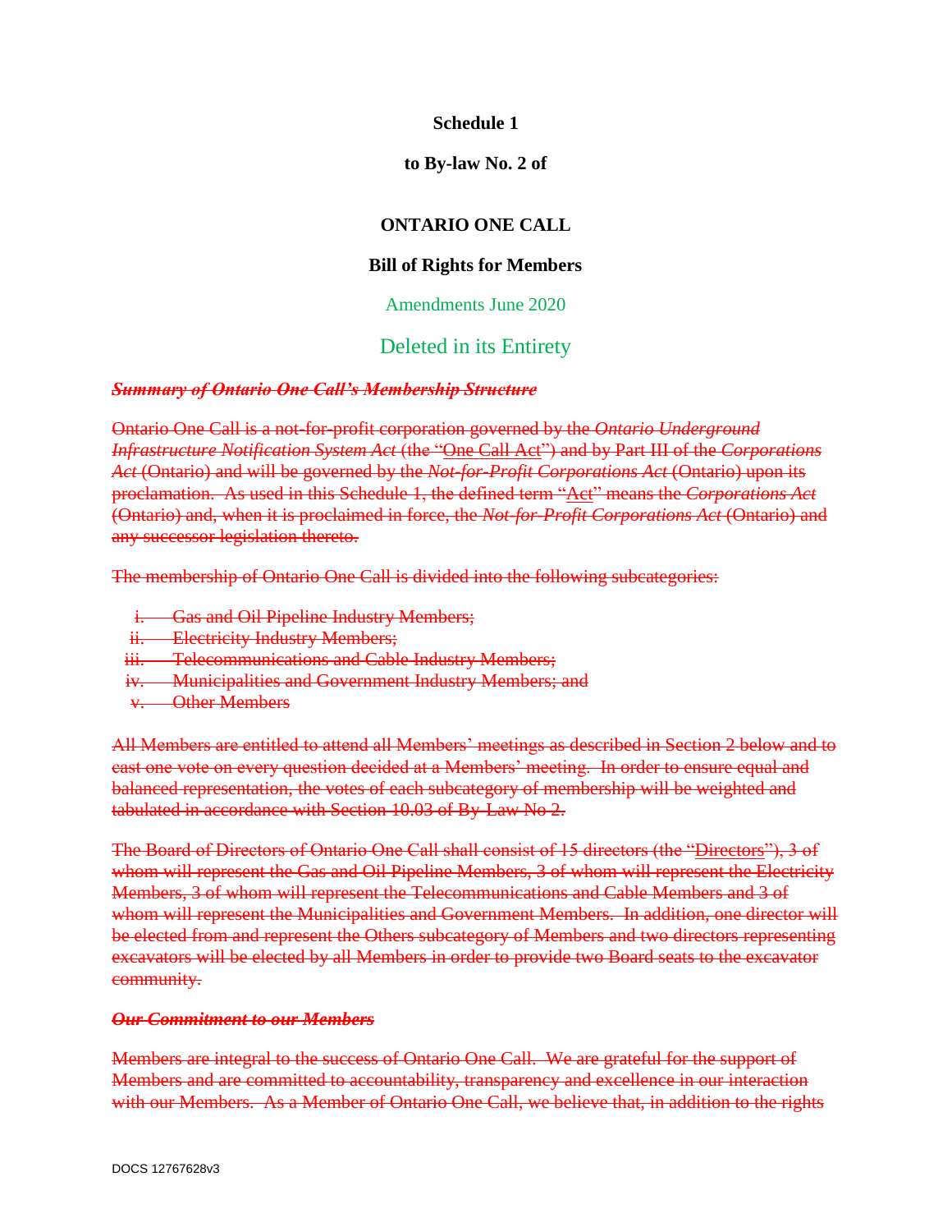**Schedule 1**

**to By-law No. 2 of**

**ONTARIO ONE CALL**

**Bill of Rights for Members**

Amendments June 2020

Deleted in its Entirety

~~***Summary of Ontario One Call's Membership Structure***~~

~~Ontario One Call is a not-for-profit corporation governed by the *Ontario Underground Infrastructure Notification System Act* (the "One Call Act") and by Part III of the *Corporations Act* (Ontario) and will be governed by the *Not-for-Profit Corporations Act* (Ontario) upon its proclamation. As used in this Schedule 1, the defined term "Act" means the *Corporations Act* (Ontario) and, when it is proclaimed in force, the *Not-for-Profit Corporations Act* (Ontario) and any successor legislation thereto.~~

~~The membership of Ontario One Call is divided into the following subcategories:~~

i. ~~Gas and Oil Pipeline Industry Members;~~
ii. ~~Electricity Industry Members;~~
iii. ~~Telecommunications and Cable Industry Members;~~
iv. ~~Municipalities and Government Industry Members; and~~
v. ~~Other Members~~

~~All Members are entitled to attend all Members' meetings as described in Section 2 below and to cast one vote on every question decided at a Members' meeting. In order to ensure equal and balanced representation, the votes of each subcategory of membership will be weighted and tabulated in accordance with Section 10.03 of By-Law No 2.~~

~~The Board of Directors of Ontario One Call shall consist of 15 directors (the "Directors"), 3 of whom will represent the Gas and Oil Pipeline Members, 3 of whom will represent the Electricity Members, 3 of whom will represent the Telecommunications and Cable Members and 3 of whom will represent the Municipalities and Government Members. In addition, one director will be elected from and represent the Others subcategory of Members and two directors representing excavators will be elected by all Members in order to provide two Board seats to the excavator community.~~

~~***Our Commitment to our Members***~~

~~Members are integral to the success of Ontario One Call. We are grateful for the support of Members and are committed to accountability, transparency and excellence in our interaction with our Members. As a Member of Ontario One Call, we believe that, in addition to the rights~~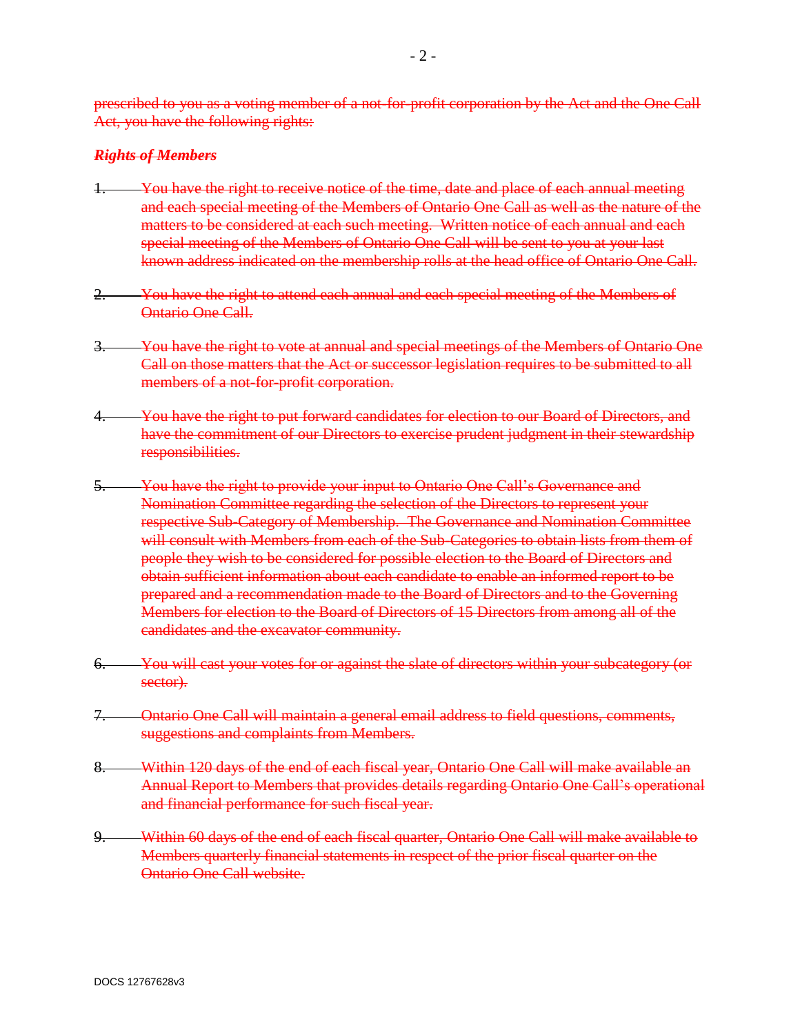~~prescribed to you as a voting member of a not-for-profit corporation by the Act and the One Call Act, you have the following rights:~~

***~~Rights of Members~~***

1. ~~You have the right to receive notice of the time, date and place of each annual meeting and each special meeting of the Members of Ontario One Call as well as the nature of the matters to be considered at each such meeting. Written notice of each annual and each special meeting of the Members of Ontario One Call will be sent to you at your last known address indicated on the membership rolls at the head office of Ontario One Call.~~

2. ~~You have the right to attend each annual and each special meeting of the Members of Ontario One Call.~~

3. ~~You have the right to vote at annual and special meetings of the Members of Ontario One Call on those matters that the Act or successor legislation requires to be submitted to all members of a not-for-profit corporation.~~

4. ~~You have the right to put forward candidates for election to our Board of Directors, and have the commitment of our Directors to exercise prudent judgment in their stewardship responsibilities.~~

5. ~~You have the right to provide your input to Ontario One Call's Governance and Nomination Committee regarding the selection of the Directors to represent your respective Sub-Category of Membership. The Governance and Nomination Committee will consult with Members from each of the Sub-Categories to obtain lists from them of people they wish to be considered for possible election to the Board of Directors and obtain sufficient information about each candidate to enable an informed report to be prepared and a recommendation made to the Board of Directors and to the Governing Members for election to the Board of Directors of 15 Directors from among all of the candidates and the excavator community.~~

6. ~~You will cast your votes for or against the slate of directors within your subcategory (or sector).~~

7. ~~Ontario One Call will maintain a general email address to field questions, comments, suggestions and complaints from Members.~~

8. ~~Within 120 days of the end of each fiscal year, Ontario One Call will make available an Annual Report to Members that provides details regarding Ontario One Call's operational and financial performance for such fiscal year.~~

9. ~~Within 60 days of the end of each fiscal quarter, Ontario One Call will make available to Members quarterly financial statements in respect of the prior fiscal quarter on the Ontario One Call website.~~

DOCS 12767628v3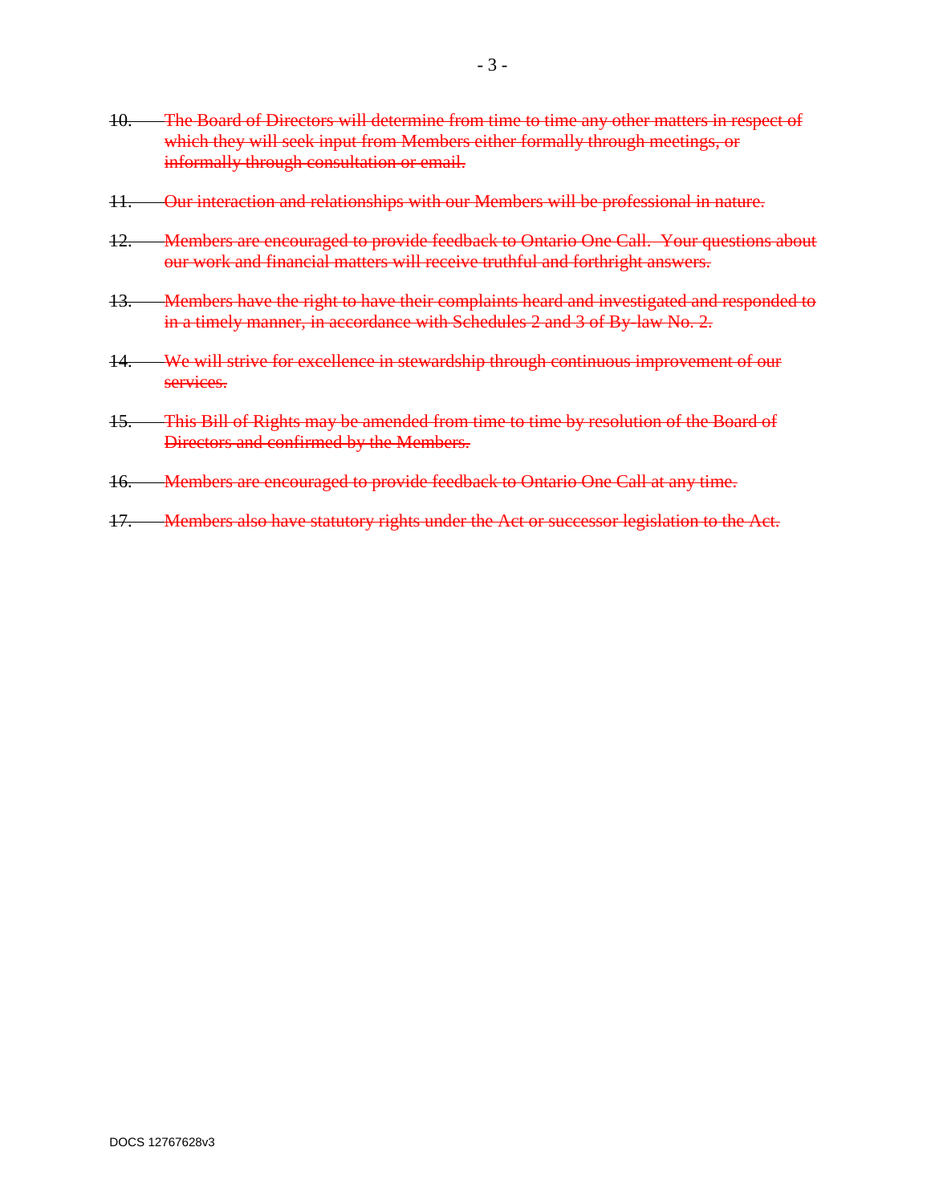10. ~~The Board of Directors will determine from time to time any other matters in respect of which they will seek input from Members either formally through meetings, or informally through consultation or email.~~

11. ~~Our interaction and relationships with our Members will be professional in nature.~~

12. ~~Members are encouraged to provide feedback to Ontario One Call. Your questions about our work and financial matters will receive truthful and forthright answers.~~

13. ~~Members have the right to have their complaints heard and investigated and responded to in a timely manner, in accordance with Schedules 2 and 3 of By-law No. 2.~~

14. ~~We will strive for excellence in stewardship through continuous improvement of our services.~~

15. ~~This Bill of Rights may be amended from time to time by resolution of the Board of Directors and confirmed by the Members.~~

16. ~~Members are encouraged to provide feedback to Ontario One Call at any time.~~

17. ~~Members also have statutory rights under the Act or successor legislation to the Act.~~

DOCS 12767628v3